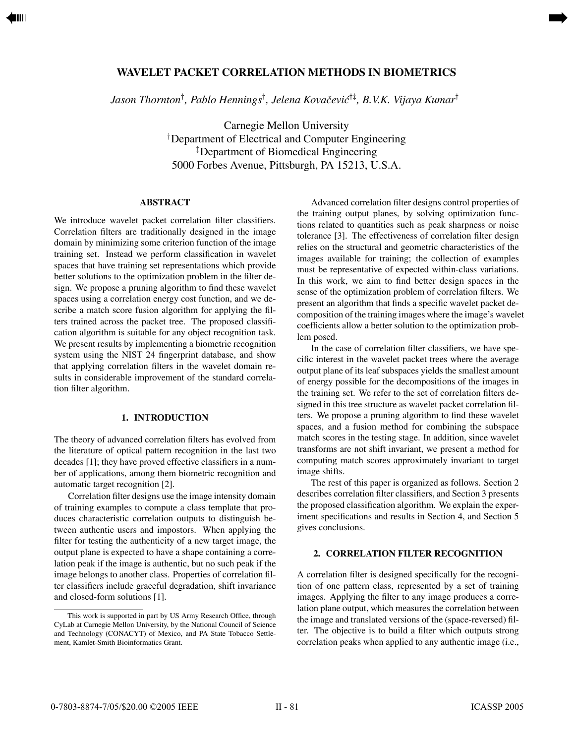# WAVELET PACKET CORRELATION METHODS IN BIOMETRICS

*Jason Thornton*[†], *Pablo Hennings*[†], *Jelena Kovačević*[†‡], *B.V.K. Vijaya Kumar*[†]

Carnegie Mellon University
[†]Department of Electrical and Computer Engineering
[‡]Department of Biomedical Engineering
5000 Forbes Avenue, Pittsburgh, PA 15213, U.S.A.

## ABSTRACT

We introduce wavelet packet correlation filter classifiers. Correlation filters are traditionally designed in the image domain by minimizing some criterion function of the image training set. Instead we perform classification in wavelet spaces that have training set representations which provide better solutions to the optimization problem in the filter design. We propose a pruning algorithm to find these wavelet spaces using a correlation energy cost function, and we describe a match score fusion algorithm for applying the filters trained across the packet tree. The proposed classification algorithm is suitable for any object recognition task. We present results by implementing a biometric recognition system using the NIST 24 fingerprint database, and show that applying correlation filters in the wavelet domain results in considerable improvement of the standard correlation filter algorithm.

## 1. INTRODUCTION

The theory of advanced correlation filters has evolved from the literature of optical pattern recognition in the last two decades [1]; they have proved effective classifiers in a number of applications, among them biometric recognition and automatic target recognition [2].

Correlation filter designs use the image intensity domain of training examples to compute a class template that produces characteristic correlation outputs to distinguish between authentic users and impostors. When applying the filter for testing the authenticity of a new target image, the output plane is expected to have a shape containing a correlation peak if the image is authentic, but no such peak if the image belongs to another class. Properties of correlation filter classifiers include graceful degradation, shift invariance and closed-form solutions [1].

Advanced correlation filter designs control properties of the training output planes, by solving optimization functions related to quantities such as peak sharpness or noise tolerance [3]. The effectiveness of correlation filter design relies on the structural and geometric characteristics of the images available for training; the collection of examples must be representative of expected within-class variations. In this work, we aim to find better design spaces in the sense of the optimization problem of correlation filters. We present an algorithm that finds a specific wavelet packet decomposition of the training images where the image's wavelet coefficients allow a better solution to the optimization problem posed.

In the case of correlation filter classifiers, we have specific interest in the wavelet packet trees where the average output plane of its leaf subspaces yields the smallest amount of energy possible for the decompositions of the images in the training set. We refer to the set of correlation filters designed in this tree structure as wavelet packet correlation filters. We propose a pruning algorithm to find these wavelet spaces, and a fusion method for combining the subspace match scores in the testing stage. In addition, since wavelet transforms are not shift invariant, we present a method for computing match scores approximately invariant to target image shifts.

The rest of this paper is organized as follows. Section 2 describes correlation filter classifiers, and Section 3 presents the proposed classification algorithm. We explain the experiment specifications and results in Section 4, and Section 5 gives conclusions.

## 2. CORRELATION FILTER RECOGNITION

A correlation filter is designed specifically for the recognition of one pattern class, represented by a set of training images. Applying the filter to any image produces a correlation plane output, which measures the correlation between the image and translated versions of the (space-reversed) filter. The objective is to build a filter which outputs strong correlation peaks when applied to any authentic image (i.e.,

---

This work is supported in part by US Army Research Office, through CyLab at Carnegie Mellon University, by the National Council of Science and Technology (CONACYT) of Mexico, and PA State Tobacco Settlement, Kamlet-Smith Bioinformatics Grant.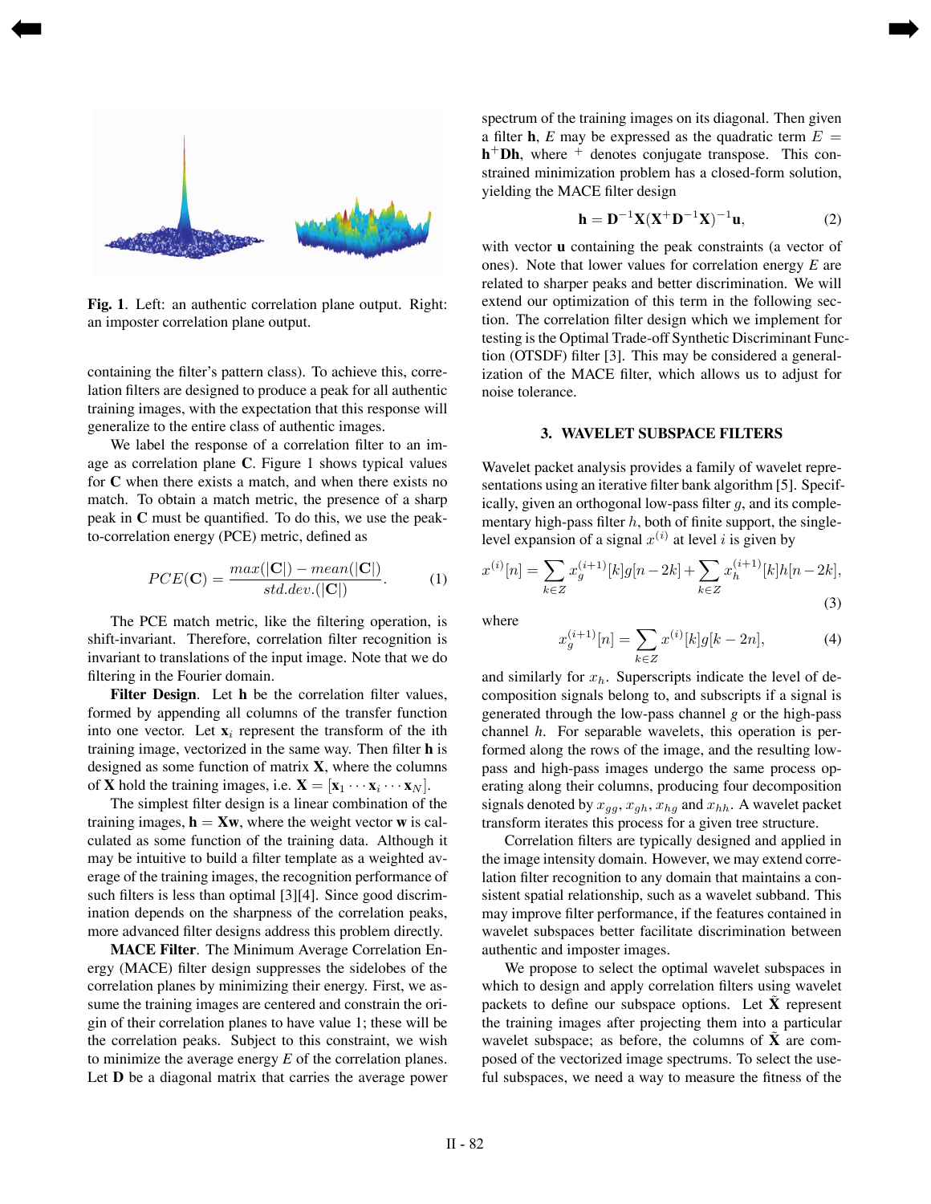**Fig. 1**. Left: an authentic correlation plane output. Right: an imposter correlation plane output.

containing the filter's pattern class). To achieve this, correlation filters are designed to produce a peak for all authentic training images, with the expectation that this response will generalize to the entire class of authentic images.

We label the response of a correlation filter to an image as correlation plane $\mathbf{C}$. Figure 1 shows typical values for $\mathbf{C}$ when there exists a match, and when there exists no match. To obtain a match metric, the presence of a sharp peak in $\mathbf{C}$ must be quantified. To do this, we use the peak-to-correlation energy (PCE) metric, defined as

$$PCE(\mathbf{C}) = \frac{max(|\mathbf{C}|) - mean(|\mathbf{C}|)}{std.dev.(|\mathbf{C}|)}. \quad (1)$$

The PCE match metric, like the filtering operation, is shift-invariant. Therefore, correlation filter recognition is invariant to translations of the input image. Note that we do filtering in the Fourier domain.

**Filter Design**. Let $\mathbf{h}$ be the correlation filter values, formed by appending all columns of the transfer function into one vector. Let $\mathbf{x}_i$ represent the transform of the ith training image, vectorized in the same way. Then filter $\mathbf{h}$ is designed as some function of matrix $\mathbf{X}$, where the columns of $\mathbf{X}$ hold the training images, i.e. $\mathbf{X} = [\mathbf{x}_1 \cdots \mathbf{x}_i \cdots \mathbf{x}_N]$.

The simplest filter design is a linear combination of the training images, $\mathbf{h} = \mathbf{Xw}$, where the weight vector $\mathbf{w}$ is calculated as some function of the training data. Although it may be intuitive to build a filter template as a weighted average of the training images, the recognition performance of such filters is less than optimal [3][4]. Since good discrimination depends on the sharpness of the correlation peaks, more advanced filter designs address this problem directly.

**MACE Filter**. The Minimum Average Correlation Energy (MACE) filter design suppresses the sidelobes of the correlation planes by minimizing their energy. First, we assume the training images are centered and constrain the origin of their correlation planes to have value 1; these will be the correlation peaks. Subject to this constraint, we wish to minimize the average energy $E$ of the correlation planes. Let $\mathbf{D}$ be a diagonal matrix that carries the average power spectrum of the training images on its diagonal. Then given a filter $\mathbf{h}$, $E$ may be expressed as the quadratic term $E = \mathbf{h}^{+}\mathbf{D}\mathbf{h}$, where $^{+}$ denotes conjugate transpose. This constrained minimization problem has a closed-form solution, yielding the MACE filter design

$$\mathbf{h} = \mathbf{D}^{-1}\mathbf{X}(\mathbf{X}^{+}\mathbf{D}^{-1}\mathbf{X})^{-1}\mathbf{u}, \quad (2)$$

with vector $\mathbf{u}$ containing the peak constraints (a vector of ones). Note that lower values for correlation energy $E$ are related to sharper peaks and better discrimination. We will extend our optimization of this term in the following section. The correlation filter design which we implement for testing is the Optimal Trade-off Synthetic Discriminant Function (OTSDF) filter [3]. This may be considered a generalization of the MACE filter, which allows us to adjust for noise tolerance.

## 3. WAVELET SUBSPACE FILTERS

Wavelet packet analysis provides a family of wavelet representations using an iterative filter bank algorithm [5]. Specifically, given an orthogonal low-pass filter $g$, and its complementary high-pass filter $h$, both of finite support, the single-level expansion of a signal $x^{(i)}$ at level $i$ is given by

$$x^{(i)}[n] = \sum_{k \in Z} x_g^{(i+1)}[k]g[n-2k] + \sum_{k \in Z} x_h^{(i+1)}[k]h[n-2k], \quad (3)$$

where

$$x_g^{(i+1)}[n] = \sum_{k \in Z} x^{(i)}[k]g[k-2n], \quad (4)$$

and similarly for $x_h$. Superscripts indicate the level of decomposition signals belong to, and subscripts if a signal is generated through the low-pass channel $g$ or the high-pass channel $h$. For separable wavelets, this operation is performed along the rows of the image, and the resulting low-pass and high-pass images undergo the same process operating along their columns, producing four decomposition signals denoted by $x_{gg}$, $x_{gh}$, $x_{hg}$ and $x_{hh}$. A wavelet packet transform iterates this process for a given tree structure.

Correlation filters are typically designed and applied in the image intensity domain. However, we may extend correlation filter recognition to any domain that maintains a consistent spatial relationship, such as a wavelet subband. This may improve filter performance, if the features contained in wavelet subspaces better facilitate discrimination between authentic and imposter images.

We propose to select the optimal wavelet subspaces in which to design and apply correlation filters using wavelet packets to define our subspace options. Let $\tilde{\mathbf{X}}$ represent the training images after projecting them into a particular wavelet subspace; as before, the columns of $\tilde{\mathbf{X}}$ are composed of the vectorized image spectrums. To select the useful subspaces, we need a way to measure the fitness of the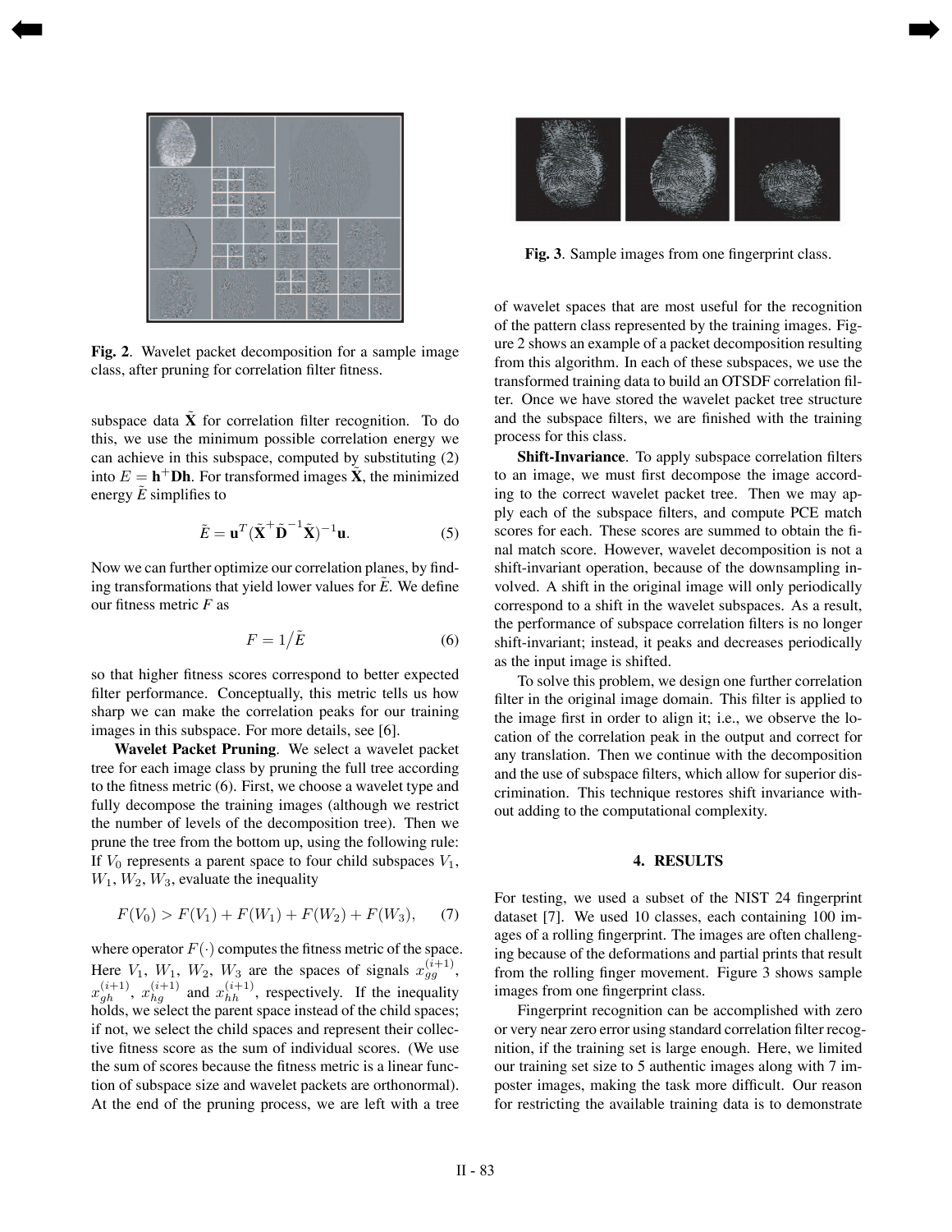**Fig. 2**. Wavelet packet decomposition for a sample image class, after pruning for correlation filter fitness.

subspace data $\tilde{\mathbf{X}}$ for correlation filter recognition. To do this, we use the minimum possible correlation energy we can achieve in this subspace, computed by substituting (2) into $E = \mathbf{h}^{+}\mathbf{D}\mathbf{h}$. For transformed images $\tilde{\mathbf{X}}$, the minimized energy $\tilde{E}$ simplifies to

$$\tilde{E} = \mathbf{u}^{T}(\tilde{\mathbf{X}}^{+}\tilde{\mathbf{D}}^{-1}\tilde{\mathbf{X}})^{-1}\mathbf{u}. \tag{5}$$

Now we can further optimize our correlation planes, by finding transformations that yield lower values for $\tilde{E}$. We define our fitness metric $F$ as

$$F = 1/\tilde{E} \tag{6}$$

so that higher fitness scores correspond to better expected filter performance. Conceptually, this metric tells us how sharp we can make the correlation peaks for our training images in this subspace. For more details, see [6].

**Wavelet Packet Pruning**. We select a wavelet packet tree for each image class by pruning the full tree according to the fitness metric (6). First, we choose a wavelet type and fully decompose the training images (although we restrict the number of levels of the decomposition tree). Then we prune the tree from the bottom up, using the following rule: If $V_0$ represents a parent space to four child subspaces $V_1$, $W_1$, $W_2$, $W_3$, evaluate the inequality

$$F(V_0) > F(V_1) + F(W_1) + F(W_2) + F(W_3), \tag{7}$$

where operator $F(\cdot)$ computes the fitness metric of the space. Here $V_1$, $W_1$, $W_2$, $W_3$ are the spaces of signals $x_{gg}^{(i+1)}$, $x_{gh}^{(i+1)}$, $x_{hg}^{(i+1)}$ and $x_{hh}^{(i+1)}$, respectively. If the inequality holds, we select the parent space instead of the child spaces; if not, we select the child spaces and represent their collective fitness score as the sum of individual scores. (We use the sum of scores because the fitness metric is a linear function of subspace size and wavelet packets are orthonormal). At the end of the pruning process, we are left with a tree of wavelet spaces that are most useful for the recognition of the pattern class represented by the training images. Figure 2 shows an example of a packet decomposition resulting from this algorithm. In each of these subspaces, we use the transformed training data to build an OTSDF correlation filter. Once we have stored the wavelet packet tree structure and the subspace filters, we are finished with the training process for this class.

**Fig. 3**. Sample images from one fingerprint class.

**Shift-Invariance**. To apply subspace correlation filters to an image, we must first decompose the image according to the correct wavelet packet tree. Then we may apply each of the subspace filters, and compute PCE match scores for each. These scores are summed to obtain the final match score. However, wavelet decomposition is not a shift-invariant operation, because of the downsampling involved. A shift in the original image will only periodically correspond to a shift in the wavelet subspaces. As a result, the performance of subspace correlation filters is no longer shift-invariant; instead, it peaks and decreases periodically as the input image is shifted.

To solve this problem, we design one further correlation filter in the original image domain. This filter is applied to the image first in order to align it; i.e., we observe the location of the correlation peak in the output and correct for any translation. Then we continue with the decomposition and the use of subspace filters, which allow for superior discrimination. This technique restores shift invariance without adding to the computational complexity.

## 4. RESULTS

For testing, we used a subset of the NIST 24 fingerprint dataset [7]. We used 10 classes, each containing 100 images of a rolling fingerprint. The images are often challenging because of the deformations and partial prints that result from the rolling finger movement. Figure 3 shows sample images from one fingerprint class.

Fingerprint recognition can be accomplished with zero or very near zero error using standard correlation filter recognition, if the training set is large enough. Here, we limited our training set size to 5 authentic images along with 7 imposter images, making the task more difficult. Our reason for restricting the available training data is to demonstrate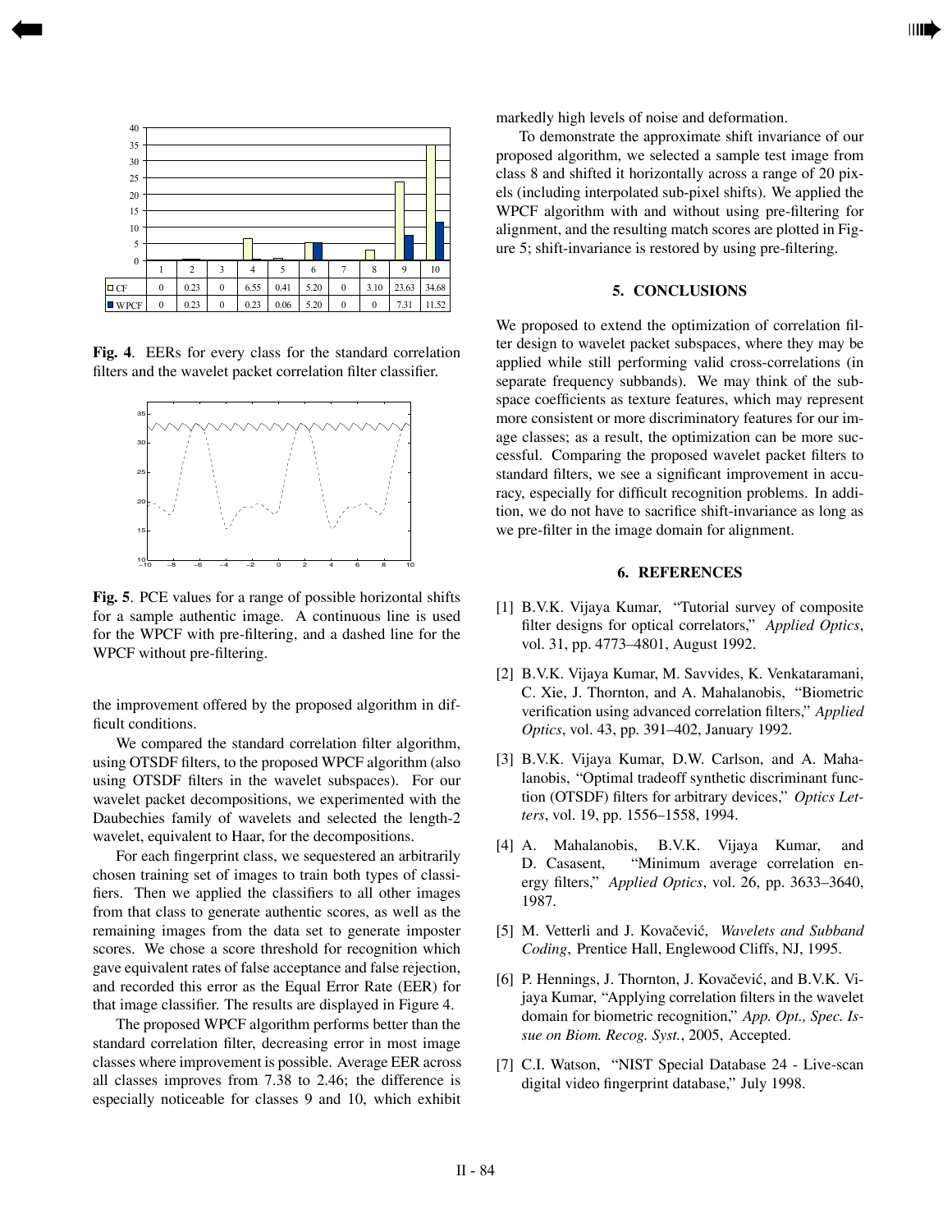40
35
30
25
20
15
10
5
0

1 2 3 4 5 6 7 8 9 10

CF 0 0.23 0 6.55 0.41 5.20 0 3.10 23.63 34.68

WPCF 0 0.23 0 0.23 0.06 5.20 0 0 7.31 11.52

**Fig. 4**. EERs for every class for the standard correlation filters and the wavelet packet correlation filter classifier.

35
30
25
20
15
10

−10 −8 −6 −4 −2 0 2 4 6 8 10

**Fig. 5**. PCE values for a range of possible horizontal shifts for a sample authentic image. A continuous line is used for the WPCF with pre-filtering, and a dashed line for the WPCF without pre-filtering.

the improvement offered by the proposed algorithm in difficult conditions.

We compared the standard correlation filter algorithm, using OTSDF filters, to the proposed WPCF algorithm (also using OTSDF filters in the wavelet subspaces). For our wavelet packet decompositions, we experimented with the Daubechies family of wavelets and selected the length-2 wavelet, equivalent to Haar, for the decompositions.

For each fingerprint class, we sequestered an arbitrarily chosen training set of images to train both types of classifiers. Then we applied the classifiers to all other images from that class to generate authentic scores, as well as the remaining images from the data set to generate imposter scores. We chose a score threshold for recognition which gave equivalent rates of false acceptance and false rejection, and recorded this error as the Equal Error Rate (EER) for that image classifier. The results are displayed in Figure 4.

The proposed WPCF algorithm performs better than the standard correlation filter, decreasing error in most image classes where improvement is possible. Average EER across all classes improves from 7.38 to 2.46; the difference is especially noticeable for classes 9 and 10, which exhibit markedly high levels of noise and deformation.

To demonstrate the approximate shift invariance of our proposed algorithm, we selected a sample test image from class 8 and shifted it horizontally across a range of 20 pixels (including interpolated sub-pixel shifts). We applied the WPCF algorithm with and without using pre-filtering for alignment, and the resulting match scores are plotted in Figure 5; shift-invariance is restored by using pre-filtering.

## 5. CONCLUSIONS

We proposed to extend the optimization of correlation filter design to wavelet packet subspaces, where they may be applied while still performing valid cross-correlations (in separate frequency subbands). We may think of the subspace coefficients as texture features, which may represent more consistent or more discriminatory features for our image classes; as a result, the optimization can be more successful. Comparing the proposed wavelet packet filters to standard filters, we see a significant improvement in accuracy, especially for difficult recognition problems. In addition, we do not have to sacrifice shift-invariance as long as we pre-filter in the image domain for alignment.

## 6. REFERENCES

[1] B.V.K. Vijaya Kumar, "Tutorial survey of composite filter designs for optical correlators," *Applied Optics*, vol. 31, pp. 4773–4801, August 1992.

[2] B.V.K. Vijaya Kumar, M. Savvides, K. Venkataramani, C. Xie, J. Thornton, and A. Mahalanobis, "Biometric verification using advanced correlation filters," *Applied Optics*, vol. 43, pp. 391–402, January 1992.

[3] B.V.K. Vijaya Kumar, D.W. Carlson, and A. Mahalanobis, "Optimal tradeoff synthetic discriminant function (OTSDF) filters for arbitrary devices," *Optics Letters*, vol. 19, pp. 1556–1558, 1994.

[4] A. Mahalanobis, B.V.K. Vijaya Kumar, and D. Casasent, "Minimum average correlation energy filters," *Applied Optics*, vol. 26, pp. 3633–3640, 1987.

[5] M. Vetterli and J. Kovačević, *Wavelets and Subband Coding*, Prentice Hall, Englewood Cliffs, NJ, 1995.

[6] P. Hennings, J. Thornton, J. Kovačević, and B.V.K. Vijaya Kumar, "Applying correlation filters in the wavelet domain for biometric recognition," *App. Opt., Spec. Issue on Biom. Recog. Syst.*, 2005, Accepted.

[7] C.I. Watson, "NIST Special Database 24 - Live-scan digital video fingerprint database," July 1998.